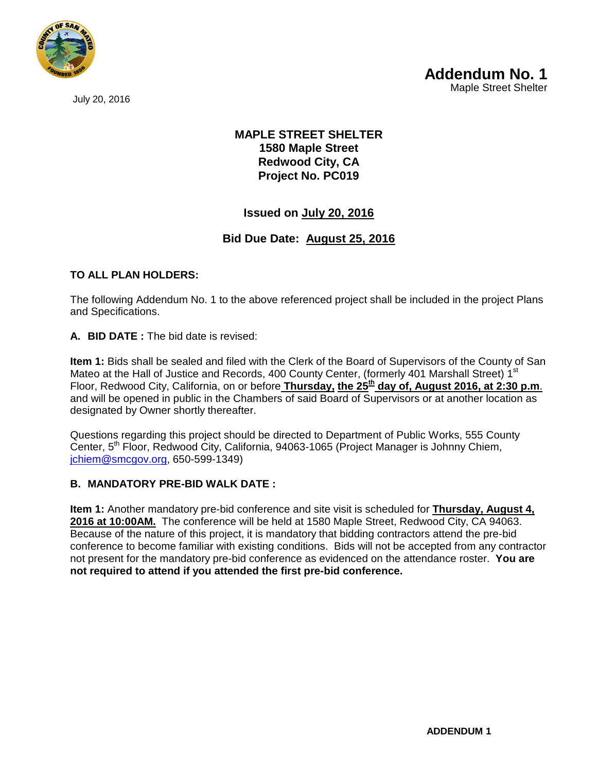July 20, 2016

# Addendum No. 1
Maple Street Shelter

**MAPLE STREET SHELTER**
**1580 Maple Street**
**Redwood City, CA**
**Project No. PC019**

**Issued on July 20, 2016**

**Bid Due Date: August 25, 2016**

**TO ALL PLAN HOLDERS:**

The following Addendum No. 1 to the above referenced project shall be included in the project Plans and Specifications.

**A. BID DATE :** The bid date is revised:

**Item 1:** Bids shall be sealed and filed with the Clerk of the Board of Supervisors of the County of San Mateo at the Hall of Justice and Records, 400 County Center, (formerly 401 Marshall Street) 1st Floor, Redwood City, California, on or before **Thursday, the 25th day of, August 2016, at 2:30 p.m**. and will be opened in public in the Chambers of said Board of Supervisors or at another location as designated by Owner shortly thereafter.

Questions regarding this project should be directed to Department of Public Works, 555 County Center, 5th Floor, Redwood City, California, 94063-1065 (Project Manager is Johnny Chiem, jchiem@smcgov.org, 650-599-1349)

**B. MANDATORY PRE-BID WALK DATE :**

**Item 1:** Another mandatory pre-bid conference and site visit is scheduled for **Thursday, August 4, 2016 at 10:00AM.** The conference will be held at 1580 Maple Street, Redwood City, CA 94063. Because of the nature of this project, it is mandatory that bidding contractors attend the pre-bid conference to become familiar with existing conditions. Bids will not be accepted from any contractor not present for the mandatory pre-bid conference as evidenced on the attendance roster. **You are not required to attend if you attended the first pre-bid conference.**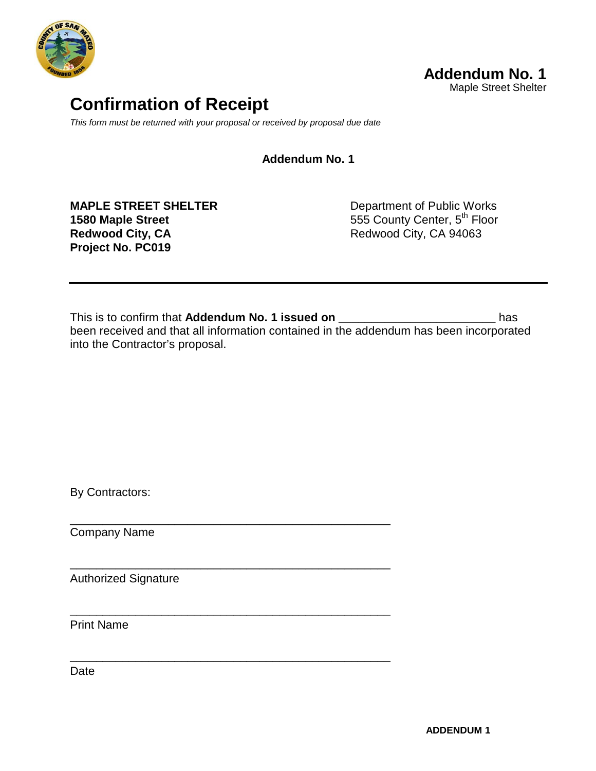**Addendum No. 1**
Maple Street Shelter

# Confirmation of Receipt

*This form must be returned with your proposal or received by proposal due date*

**Addendum No. 1**

**MAPLE STREET SHELTER**
**1580 Maple Street**
**Redwood City, CA**
**Project No. PC019**

Department of Public Works
555 County Center, 5th Floor
Redwood City, CA 94063

---

This is to confirm that **Addendum No. 1 issued on \_\_\_\_\_\_\_\_\_\_\_\_\_\_\_\_\_\_\_\_\_\_\_\_** has been received and that all information contained in the addendum has been incorporated into the Contractor's proposal.

By Contractors:

\_\_\_\_\_\_\_\_\_\_\_\_\_\_\_\_\_\_\_\_\_\_\_\_\_\_\_\_\_\_\_\_\_\_\_\_\_\_\_\_\_\_\_\_\_\_\_\_
Company Name

\_\_\_\_\_\_\_\_\_\_\_\_\_\_\_\_\_\_\_\_\_\_\_\_\_\_\_\_\_\_\_\_\_\_\_\_\_\_\_\_\_\_\_\_\_\_\_\_
Authorized Signature

\_\_\_\_\_\_\_\_\_\_\_\_\_\_\_\_\_\_\_\_\_\_\_\_\_\_\_\_\_\_\_\_\_\_\_\_\_\_\_\_\_\_\_\_\_\_\_\_
Print Name

\_\_\_\_\_\_\_\_\_\_\_\_\_\_\_\_\_\_\_\_\_\_\_\_\_\_\_\_\_\_\_\_\_\_\_\_\_\_\_\_\_\_\_\_\_\_\_\_
Date